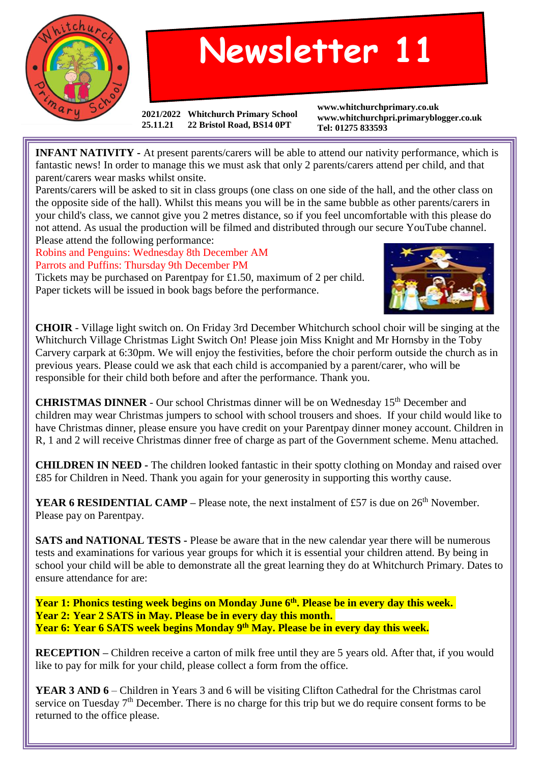# Newsletter 11

**2021/2022** **Whitchurch Primary School**
**25.11.21** **22 Bristol Road, BS14 0PT**

**www.whitchurchprimary.co.uk**
**www.whitchurchpri.primaryblogger.co.uk**
**Tel: 01275 833593**

**INFANT NATIVITY -** At present parents/carers will be able to attend our nativity performance, which is fantastic news! In order to manage this we must ask that only 2 parents/carers attend per child, and that parent/carers wear masks whilst onsite.

Parents/carers will be asked to sit in class groups (one class on one side of the hall, and the other class on the opposite side of the hall). Whilst this means you will be in the same bubble as other parents/carers in your child's class, we cannot give you 2 metres distance, so if you feel uncomfortable with this please do not attend. As usual the production will be filmed and distributed through our secure YouTube channel.

Please attend the following performance:

Robins and Penguins: Wednesday 8th December AM

Parrots and Puffins: Thursday 9th December PM

Tickets may be purchased on Parentpay for £1.50, maximum of 2 per child.

Paper tickets will be issued in book bags before the performance.

**CHOIR** - Village light switch on. On Friday 3rd December Whitchurch school choir will be singing at the Whitchurch Village Christmas Light Switch On! Please join Miss Knight and Mr Hornsby in the Toby Carvery carpark at 6:30pm. We will enjoy the festivities, before the choir perform outside the church as in previous years. Please could we ask that each child is accompanied by a parent/carer, who will be responsible for their child both before and after the performance. Thank you.

**CHRISTMAS DINNER** - Our school Christmas dinner will be on Wednesday 15th December and children may wear Christmas jumpers to school with school trousers and shoes. If your child would like to have Christmas dinner, please ensure you have credit on your Parentpay dinner money account. Children in R, 1 and 2 will receive Christmas dinner free of charge as part of the Government scheme. Menu attached.

**CHILDREN IN NEED -** The children looked fantastic in their spotty clothing on Monday and raised over £85 for Children in Need. Thank you again for your generosity in supporting this worthy cause.

**YEAR 6 RESIDENTIAL CAMP** – Please note, the next instalment of £57 is due on 26th November. Please pay on Parentpay.

**SATS and NATIONAL TESTS -** Please be aware that in the new calendar year there will be numerous tests and examinations for various year groups for which it is essential your children attend. By being in school your child will be able to demonstrate all the great learning they do at Whitchurch Primary. Dates to ensure attendance for are:

**Year 1: Phonics testing week begins on Monday June 6th. Please be in every day this week.**
**Year 2: Year 2 SATS in May. Please be in every day this month.**
**Year 6: Year 6 SATS week begins Monday 9th May. Please be in every day this week.**

**RECEPTION –** Children receive a carton of milk free until they are 5 years old. After that, if you would like to pay for milk for your child, please collect a form from the office.

**YEAR 3 AND 6** – Children in Years 3 and 6 will be visiting Clifton Cathedral for the Christmas carol service on Tuesday 7th December. There is no charge for this trip but we do require consent forms to be returned to the office please.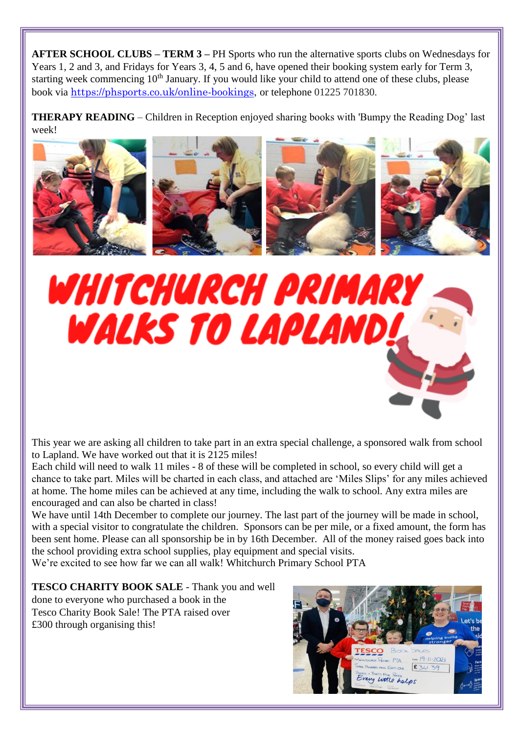**AFTER SCHOOL CLUBS – TERM 3 –** PH Sports who run the alternative sports clubs on Wednesdays for Years 1, 2 and 3, and Fridays for Years 3, 4, 5 and 6, have opened their booking system early for Term 3, starting week commencing 10th January. If you would like your child to attend one of these clubs, please book via https://phsports.co.uk/online-bookings, or telephone 01225 701830.

**THERAPY READING** – Children in Reception enjoyed sharing books with 'Bumpy the Reading Dog' last week!

# WHITCHURCH PRIMARY WALKS TO LAPLAND!

This year we are asking all children to take part in an extra special challenge, a sponsored walk from school to Lapland. We have worked out that it is 2125 miles!

Each child will need to walk 11 miles - 8 of these will be completed in school, so every child will get a chance to take part. Miles will be charted in each class, and attached are 'Miles Slips' for any miles achieved at home. The home miles can be achieved at any time, including the walk to school. Any extra miles are encouraged and can also be charted in class!

We have until 14th December to complete our journey. The last part of the journey will be made in school, with a special visitor to congratulate the children. Sponsors can be per mile, or a fixed amount, the form has been sent home. Please can all sponsorship be in by 16th December. All of the money raised goes back into the school providing extra school supplies, play equipment and special visits.

We're excited to see how far we can all walk! Whitchurch Primary School PTA

**TESCO CHARITY BOOK SALE** - Thank you and well done to everyone who purchased a book in the Tesco Charity Book Sale! The PTA raised over £300 through organising this!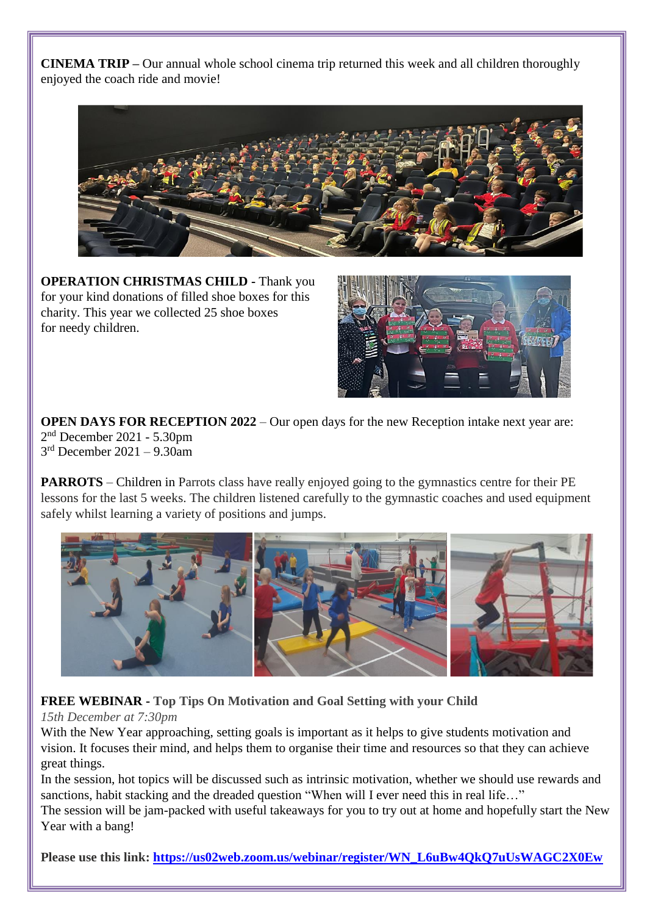**CINEMA TRIP –** Our annual whole school cinema trip returned this week and all children thoroughly enjoyed the coach ride and movie!

**OPERATION CHRISTMAS CHILD -** Thank you for your kind donations of filled shoe boxes for this charity. This year we collected 25 shoe boxes for needy children.

**OPEN DAYS FOR RECEPTION 2022** – Our open days for the new Reception intake next year are:
2nd December 2021 - 5.30pm
3rd December 2021 – 9.30am

**PARROTS** – Children in Parrots class have really enjoyed going to the gymnastics centre for their PE lessons for the last 5 weeks. The children listened carefully to the gymnastic coaches and used equipment safely whilst learning a variety of positions and jumps.

**FREE WEBINAR - Top Tips On Motivation and Goal Setting with your Child**
*15th December at 7:30pm*
With the New Year approaching, setting goals is important as it helps to give students motivation and vision. It focuses their mind, and helps them to organise their time and resources so that they can achieve great things.
In the session, hot topics will be discussed such as intrinsic motivation, whether we should use rewards and sanctions, habit stacking and the dreaded question "When will I ever need this in real life…"
The session will be jam-packed with useful takeaways for you to try out at home and hopefully start the New Year with a bang!

**Please use this link: https://us02web.zoom.us/webinar/register/WN_L6uBw4QkQ7uUsWAGC2X0Ew**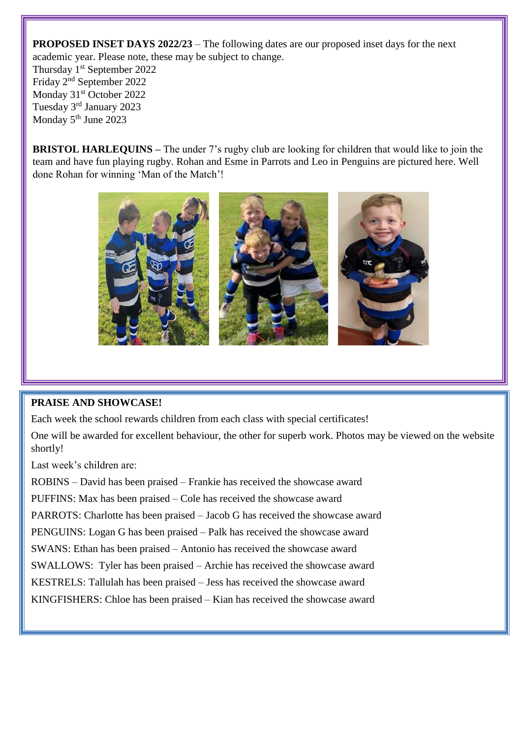**PROPOSED INSET DAYS 2022/23** – The following dates are our proposed inset days for the next academic year. Please note, these may be subject to change.

Thursday 1st September 2022
Friday 2nd September 2022
Monday 31st October 2022
Tuesday 3rd January 2023
Monday 5th June 2023

**BRISTOL HARLEQUINS –** The under 7's rugby club are looking for children that would like to join the team and have fun playing rugby. Rohan and Esme in Parrots and Leo in Penguins are pictured here. Well done Rohan for winning 'Man of the Match'!

**PRAISE AND SHOWCASE!**

Each week the school rewards children from each class with special certificates!

One will be awarded for excellent behaviour, the other for superb work. Photos may be viewed on the website shortly!

Last week's children are:

ROBINS – David has been praised – Frankie has received the showcase award

PUFFINS: Max has been praised – Cole has received the showcase award

PARROTS: Charlotte has been praised – Jacob G has received the showcase award

PENGUINS: Logan G has been praised – Palk has received the showcase award

SWANS: Ethan has been praised – Antonio has received the showcase award

SWALLOWS: Tyler has been praised – Archie has received the showcase award

KESTRELS: Tallulah has been praised – Jess has received the showcase award

KINGFISHERS: Chloe has been praised – Kian has received the showcase award